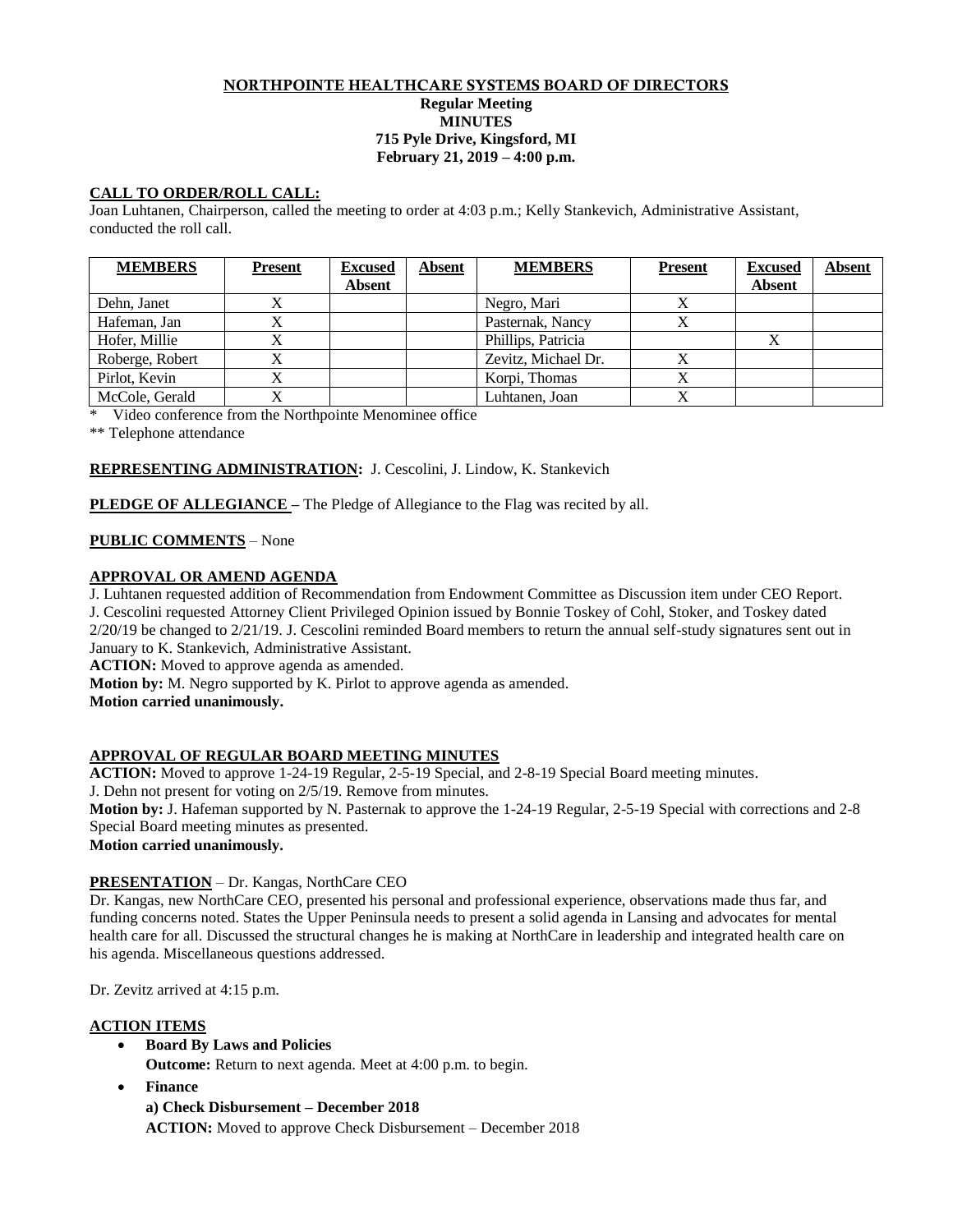# NORTHPOINTE HEALTHCARE SYSTEMS BOARD OF DIRECTORS

**Regular Meeting**
**MINUTES**
**715 Pyle Drive, Kingsford, MI**
**February 21, 2019 – 4:00 p.m.**

## CALL TO ORDER/ROLL CALL:

Joan Luhtanen, Chairperson, called the meeting to order at 4:03 p.m.; Kelly Stankevich, Administrative Assistant, conducted the roll call.

| MEMBERS | Present | Excused Absent | Absent | MEMBERS | Present | Excused Absent | Absent |
|---|---|---|---|---|---|---|---|
| Dehn, Janet | X | | | Negro, Mari | X | | |
| Hafeman, Jan | X | | | Pasternak, Nancy | X | | |
| Hofer, Millie | X | | | Phillips, Patricia | | X | |
| Roberge, Robert | X | | | Zevitz, Michael Dr. | X | | |
| Pirlot, Kevin | X | | | Korpi, Thomas | X | | |
| McCole, Gerald | X | | | Luhtanen, Joan | X | | |

\* Video conference from the Northpointe Menominee office

\*\* Telephone attendance

**REPRESENTING ADMINISTRATION:** J. Cescolini, J. Lindow, K. Stankevich

**PLEDGE OF ALLEGIANCE** – The Pledge of Allegiance to the Flag was recited by all.

**PUBLIC COMMENTS** – None

## APPROVAL OR AMEND AGENDA

J. Luhtanen requested addition of Recommendation from Endowment Committee as Discussion item under CEO Report.
J. Cescolini requested Attorney Client Privileged Opinion issued by Bonnie Toskey of Cohl, Stoker, and Toskey dated 2/20/19 be changed to 2/21/19. J. Cescolini reminded Board members to return the annual self-study signatures sent out in January to K. Stankevich, Administrative Assistant.

**ACTION:** Moved to approve agenda as amended.

**Motion by:** M. Negro supported by K. Pirlot to approve agenda as amended.

**Motion carried unanimously.**

## APPROVAL OF REGULAR BOARD MEETING MINUTES

**ACTION:** Moved to approve 1-24-19 Regular, 2-5-19 Special, and 2-8-19 Special Board meeting minutes.

J. Dehn not present for voting on 2/5/19. Remove from minutes.

**Motion by:** J. Hafeman supported by N. Pasternak to approve the 1-24-19 Regular, 2-5-19 Special with corrections and 2-8 Special Board meeting minutes as presented.

**Motion carried unanimously.**

**PRESENTATION** – Dr. Kangas, NorthCare CEO

Dr. Kangas, new NorthCare CEO, presented his personal and professional experience, observations made thus far, and funding concerns noted. States the Upper Peninsula needs to present a solid agenda in Lansing and advocates for mental health care for all. Discussed the structural changes he is making at NorthCare in leadership and integrated health care on his agenda. Miscellaneous questions addressed.

Dr. Zevitz arrived at 4:15 p.m.

## ACTION ITEMS

- **Board By Laws and Policies**
  **Outcome:** Return to next agenda. Meet at 4:00 p.m. to begin.
- **Finance**
  **a) Check Disbursement – December 2018**
  **ACTION:** Moved to approve Check Disbursement – December 2018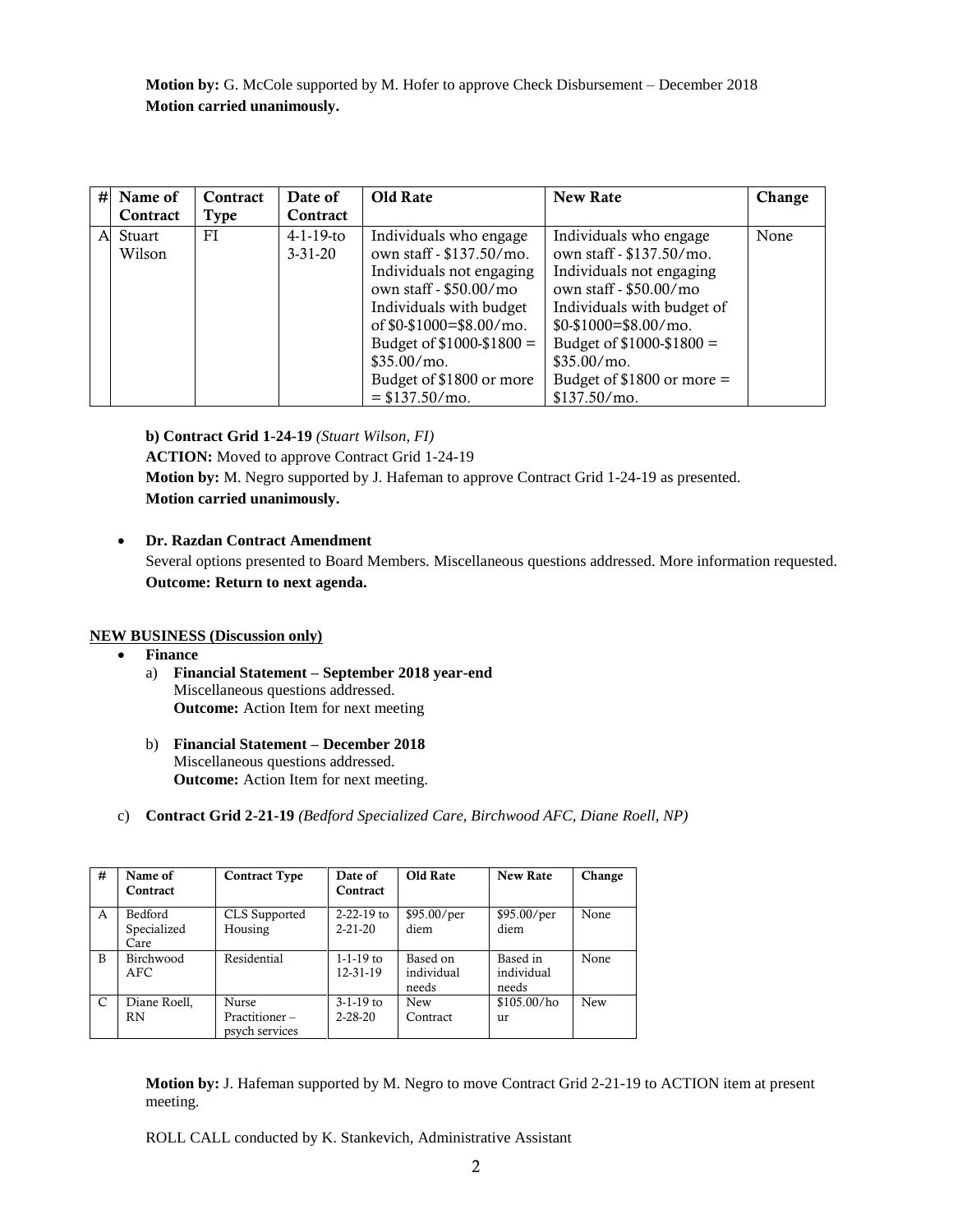**Motion by:** G. McCole supported by M. Hofer to approve Check Disbursement – December 2018
**Motion carried unanimously.**

| # | Name of Contract | Contract Type | Date of Contract | Old Rate | New Rate | Change |
|---|---|---|---|---|---|---|
| A | Stuart Wilson | FI | 4-1-19-to 3-31-20 | Individuals who engage own staff - $137.50/mo. Individuals not engaging own staff - $50.00/mo Individuals with budget of $0-$1000=$8.00/mo. Budget of $1000-$1800 = $35.00/mo. Budget of $1800 or more = $137.50/mo. | Individuals who engage own staff - $137.50/mo. Individuals not engaging own staff - $50.00/mo Individuals with budget of $0-$1000=$8.00/mo. Budget of $1000-$1800 = $35.00/mo. Budget of $1800 or more = $137.50/mo. | None |

**b) Contract Grid 1-24-19** *(Stuart Wilson, FI)*
**ACTION:** Moved to approve Contract Grid 1-24-19
**Motion by:** M. Negro supported by J. Hafeman to approve Contract Grid 1-24-19 as presented.
**Motion carried unanimously.**

- **Dr. Razdan Contract Amendment**
  Several options presented to Board Members. Miscellaneous questions addressed. More information requested.
  **Outcome: Return to next agenda.**

**NEW BUSINESS (Discussion only)**

- **Finance**
  a) **Financial Statement – September 2018 year-end**
  Miscellaneous questions addressed.
  **Outcome:** Action Item for next meeting

  b) **Financial Statement – December 2018**
  Miscellaneous questions addressed.
  **Outcome:** Action Item for next meeting.

  c) **Contract Grid 2-21-19** *(Bedford Specialized Care, Birchwood AFC, Diane Roell, NP)*

| # | Name of Contract | Contract Type | Date of Contract | Old Rate | New Rate | Change |
|---|---|---|---|---|---|---|
| A | Bedford Specialized Care | CLS Supported Housing | 2-22-19 to 2-21-20 | $95.00/per diem | $95.00/per diem | None |
| B | Birchwood AFC | Residential | 1-1-19 to 12-31-19 | Based on individual needs | Based in individual needs | None |
| C | Diane Roell, RN | Nurse Practitioner – psych services | 3-1-19 to 2-28-20 | New Contract | $105.00/hour | New |

**Motion by:** J. Hafeman supported by M. Negro to move Contract Grid 2-21-19 to ACTION item at present meeting.

ROLL CALL conducted by K. Stankevich, Administrative Assistant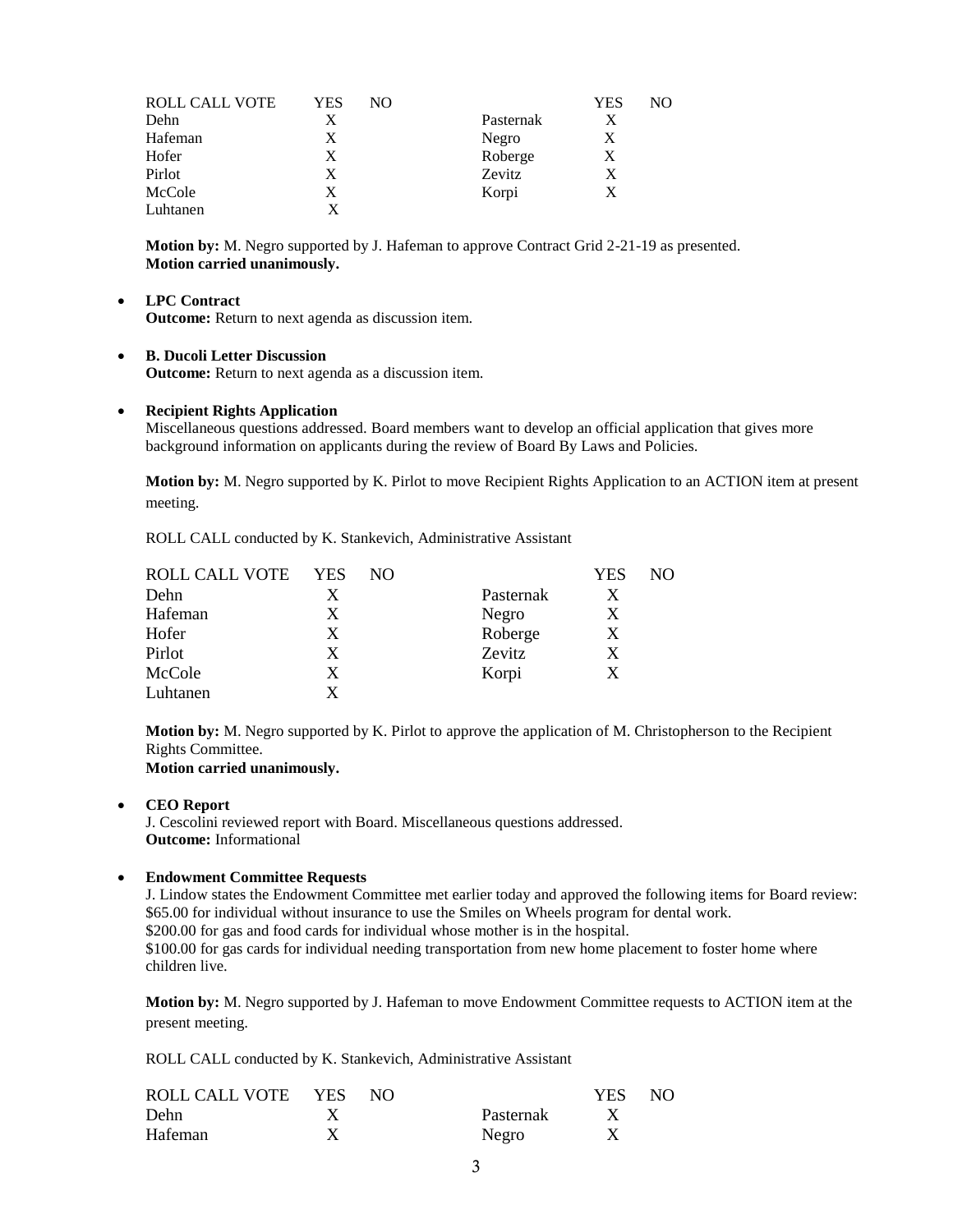| ROLL CALL VOTE | YES | NO | | YES | NO |
|---|---|---|---|---|---|
| Dehn | X | | Pasternak | X | |
| Hafeman | X | | Negro | X | |
| Hofer | X | | Roberge | X | |
| Pirlot | X | | Zevitz | X | |
| McCole | X | | Korpi | X | |
| Luhtanen | X | | | | |

**Motion by:** M. Negro supported by J. Hafeman to approve Contract Grid 2-21-19 as presented.
**Motion carried unanimously.**

- **LPC Contract**
  **Outcome:** Return to next agenda as discussion item.

- **B. Ducoli Letter Discussion**
  **Outcome:** Return to next agenda as a discussion item.

- **Recipient Rights Application**
  Miscellaneous questions addressed. Board members want to develop an official application that gives more background information on applicants during the review of Board By Laws and Policies.

  **Motion by:** M. Negro supported by K. Pirlot to move Recipient Rights Application to an ACTION item at present meeting.

  ROLL CALL conducted by K. Stankevich, Administrative Assistant

| ROLL CALL VOTE | YES | NO | | YES | NO |
|---|---|---|---|---|---|
| Dehn | X | | Pasternak | X | |
| Hafeman | X | | Negro | X | |
| Hofer | X | | Roberge | X | |
| Pirlot | X | | Zevitz | X | |
| McCole | X | | Korpi | X | |
| Luhtanen | X | | | | |

**Motion by:** M. Negro supported by K. Pirlot to approve the application of M. Christopherson to the Recipient Rights Committee.
**Motion carried unanimously.**

- **CEO Report**
  J. Cescolini reviewed report with Board. Miscellaneous questions addressed.
  **Outcome:** Informational

- **Endowment Committee Requests**
  J. Lindow states the Endowment Committee met earlier today and approved the following items for Board review:
  $65.00 for individual without insurance to use the Smiles on Wheels program for dental work.
  $200.00 for gas and food cards for individual whose mother is in the hospital.
  $100.00 for gas cards for individual needing transportation from new home placement to foster home where children live.

  **Motion by:** M. Negro supported by J. Hafeman to move Endowment Committee requests to ACTION item at the present meeting.

  ROLL CALL conducted by K. Stankevich, Administrative Assistant

| ROLL CALL VOTE | YES | NO | | YES | NO |
|---|---|---|---|---|---|
| Dehn | X | | Pasternak | X | |
| Hafeman | X | | Negro | X | |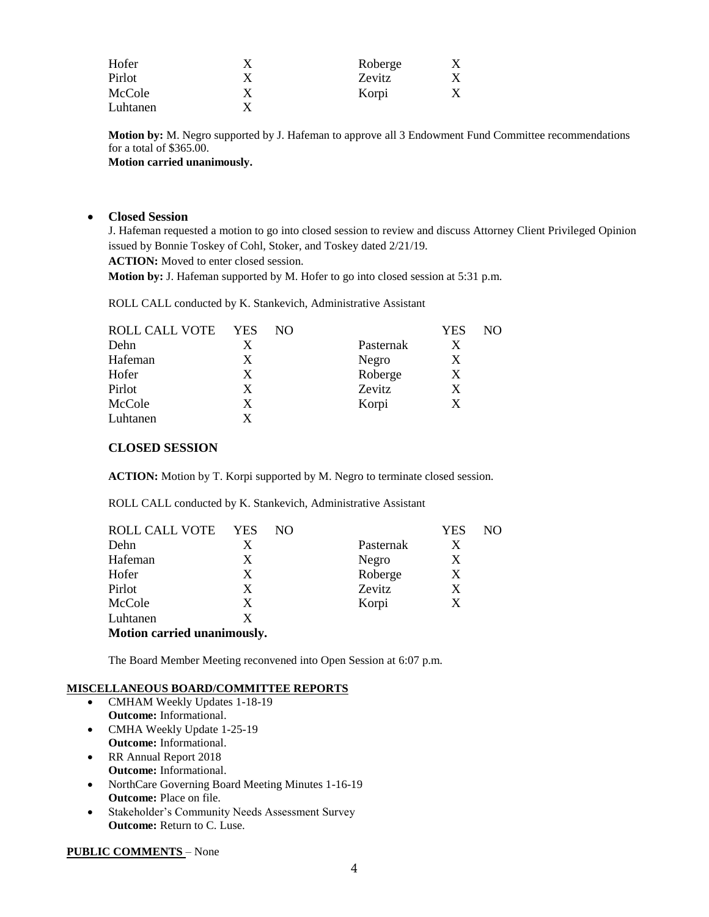| | | | | |
|---|---|---|---|---|
| Hofer | X | | Roberge | X |
| Pirlot | X | | Zevitz | X |
| McCole | X | | Korpi | X |
| Luhtanen | X | | | |

**Motion by:** M. Negro supported by J. Hafeman to approve all 3 Endowment Fund Committee recommendations for a total of $365.00.
**Motion carried unanimously.**

- **Closed Session**

J. Hafeman requested a motion to go into closed session to review and discuss Attorney Client Privileged Opinion issued by Bonnie Toskey of Cohl, Stoker, and Toskey dated 2/21/19.
**ACTION:** Moved to enter closed session.
**Motion by:** J. Hafeman supported by M. Hofer to go into closed session at 5:31 p.m.

ROLL CALL conducted by K. Stankevich, Administrative Assistant

| ROLL CALL VOTE | YES | NO | | YES | NO |
|---|---|---|---|---|---|
| Dehn | X | | Pasternak | X | |
| Hafeman | X | | Negro | X | |
| Hofer | X | | Roberge | X | |
| Pirlot | X | | Zevitz | X | |
| McCole | X | | Korpi | X | |
| Luhtanen | X | | | | |

### CLOSED SESSION

**ACTION:** Motion by T. Korpi supported by M. Negro to terminate closed session.

ROLL CALL conducted by K. Stankevich, Administrative Assistant

| ROLL CALL VOTE | YES | NO | | YES | NO |
|---|---|---|---|---|---|
| Dehn | X | | Pasternak | X | |
| Hafeman | X | | Negro | X | |
| Hofer | X | | Roberge | X | |
| Pirlot | X | | Zevitz | X | |
| McCole | X | | Korpi | X | |
| Luhtanen | X | | | | |

**Motion carried unanimously.**

The Board Member Meeting reconvened into Open Session at 6:07 p.m.

## MISCELLANEOUS BOARD/COMMITTEE REPORTS

- CMHAM Weekly Updates 1-18-19
  **Outcome:** Informational.
- CMHA Weekly Update 1-25-19
  **Outcome:** Informational.
- RR Annual Report 2018
  **Outcome:** Informational.
- NorthCare Governing Board Meeting Minutes 1-16-19
  **Outcome:** Place on file.
- Stakeholder's Community Needs Assessment Survey
  **Outcome:** Return to C. Luse.

**PUBLIC COMMENTS** – None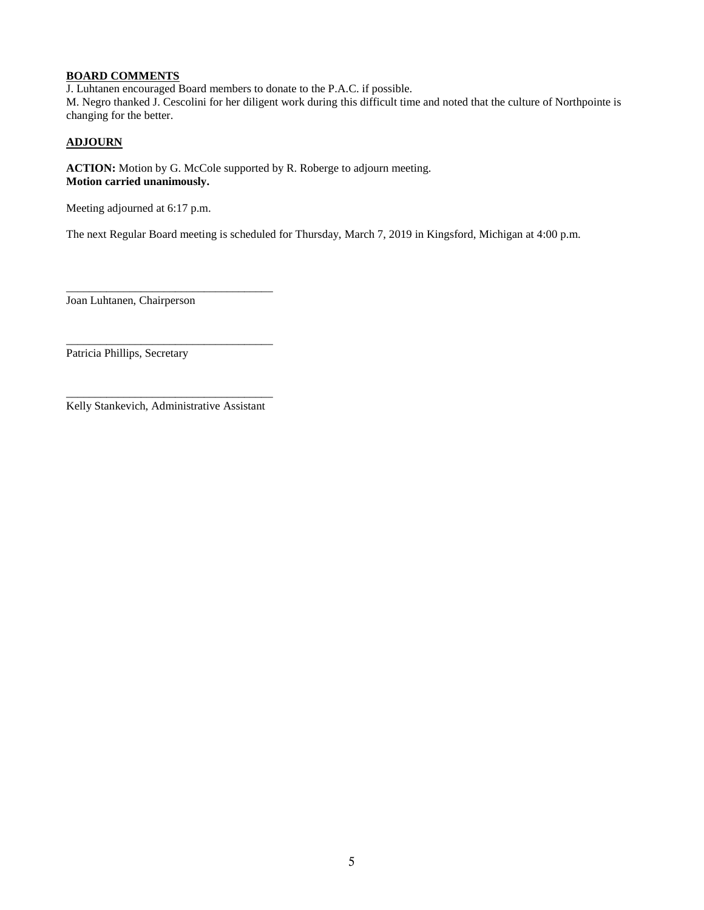**BOARD COMMENTS**

J. Luhtanen encouraged Board members to donate to the P.A.C. if possible.
M. Negro thanked J. Cescolini for her diligent work during this difficult time and noted that the culture of Northpointe is changing for the better.

**ADJOURN**

**ACTION:** Motion by G. McCole supported by R. Roberge to adjourn meeting.
**Motion carried unanimously.**

Meeting adjourned at 6:17 p.m.

The next Regular Board meeting is scheduled for Thursday, March 7, 2019 in Kingsford, Michigan at 4:00 p.m.

____________________________________
Joan Luhtanen, Chairperson

____________________________________
Patricia Phillips, Secretary

____________________________________
Kelly Stankevich, Administrative Assistant